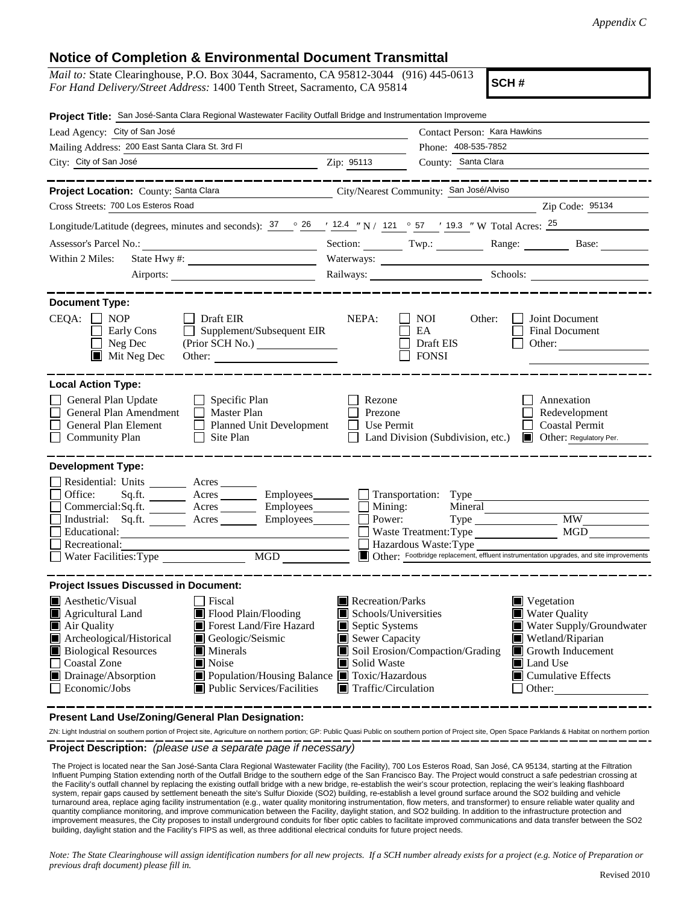*Appendix C*

## Notice of Completion & Environmental Document Transmittal

*Mail to:* State Clearinghouse, P.O. Box 3044, Sacramento, CA 95812-3044 (916) 445-0613
*For Hand Delivery/Street Address:* 1400 Tenth Street, Sacramento, CA 95814

**SCH #**

**Project Title:** San José-Santa Clara Regional Wastewater Facility Outfall Bridge and Instrumentation Improveme

Lead Agency: City of San José
Contact Person: Kara Hawkins
Mailing Address: 200 East Santa Clara St. 3rd Fl
Phone: 408-535-7852
City: City of San José
Zip: 95113
County: Santa Clara

**Project Location:** County: Santa Clara
City/Nearest Community: San José/Alviso
Cross Streets: 700 Los Esteros Road
Zip Code: 95134

Longitude/Latitude (degrees, minutes and seconds): 37 ° 26 ′ 12.4 ″ N / 121 ° 57 ′ 19.3 ″ W Total Acres: 25

Assessor's Parcel No.: Section: Twp.: Range: Base:
Within 2 Miles: State Hwy #: Waterways:
Airports: Railways: Schools:

**Document Type:**

CEQA: ☐ NOP ☐ Early Cons ☐ Neg Dec ☒ Mit Neg Dec ☐ Draft EIR ☐ Supplement/Subsequent EIR (Prior SCH No.) Other:

NEPA: ☐ NOI ☐ EA ☐ Draft EIS ☐ FONSI

Other: ☐ Joint Document ☐ Final Document ☐ Other:

**Local Action Type:**

☐ General Plan Update ☐ General Plan Amendment ☐ General Plan Element ☐ Community Plan ☐ Specific Plan ☐ Master Plan ☐ Planned Unit Development ☐ Site Plan ☐ Rezone ☐ Prezone ☐ Use Permit ☐ Land Division (Subdivision, etc.) ☐ Annexation ☐ Redevelopment ☐ Coastal Permit ☒ Other: Regulatory Per.

**Development Type:**

☐ Residential: Units Acres
☐ Office: Sq.ft. Acres Employees
☐ Commercial: Sq.ft. Acres Employees
☐ Industrial: Sq.ft. Acres Employees
☐ Educational:
☐ Recreational:
☐ Water Facilities: Type MGD
☐ Transportation: Type
☐ Mining: Mineral
☐ Power: Type MW
☐ Waste Treatment: Type MGD
☐ Hazardous Waste: Type
☒ Other: Footbridge replacement, effluent instrumentation upgrades, and site improvements

**Project Issues Discussed in Document:**

☒ Aesthetic/Visual ☒ Agricultural Land ☒ Air Quality ☒ Archeological/Historical ☒ Biological Resources ☐ Coastal Zone ☒ Drainage/Absorption ☐ Economic/Jobs
☐ Fiscal ☒ Flood Plain/Flooding ☒ Forest Land/Fire Hazard ☒ Geologic/Seismic ☒ Minerals ☒ Noise ☒ Population/Housing Balance ☒ Public Services/Facilities
☒ Recreation/Parks ☒ Schools/Universities ☒ Septic Systems ☒ Sewer Capacity ☒ Soil Erosion/Compaction/Grading ☒ Solid Waste ☒ Toxic/Hazardous ☒ Traffic/Circulation
☒ Vegetation ☒ Water Quality ☒ Water Supply/Groundwater ☒ Wetland/Riparian ☒ Growth Inducement ☒ Land Use ☒ Cumulative Effects ☐ Other:

**Present Land Use/Zoning/General Plan Designation:**

ZN: Light Industrial on southern portion of Project site, Agriculture on northern portion; GP: Public Quasi Public on southern portion of Project site, Open Space Parklands & Habitat on northern portion

**Project Description:** *(please use a separate page if necessary)*

The Project is located near the San José-Santa Clara Regional Wastewater Facility (the Facility), 700 Los Esteros Road, San José, CA 95134, starting at the Filtration Influent Pumping Station extending north of the Outfall Bridge to the southern edge of the San Francisco Bay. The Project would construct a safe pedestrian crossing at the Facility's outfall channel by replacing the existing outfall bridge with a new bridge, re-establish the weir's scour protection, replacing the weir's leaking flashboard system, repair gaps caused by settlement beneath the site's Sulfur Dioxide ($SO_2$) building, re-establish a level ground surface around the $SO_2$ building and vehicle turnaround area, replace aging facility instrumentation (e.g., water quality monitoring instrumentation, flow meters, and transformer) to ensure reliable water quality and quantity compliance monitoring, and improve communication between the Facility, daylight station, and $SO_2$ building. In addition to the infrastructure protection and improvement measures, the City proposes to install underground conduits for fiber optic cables to facilitate improved communications and data transfer between the $SO_2$ building, daylight station and the Facility's FIPS as well, as three additional electrical conduits for future project needs.

*Note: The State Clearinghouse will assign identification numbers for all new projects. If a SCH number already exists for a project (e.g. Notice of Preparation or previous draft document) please fill in.*

Revised 2010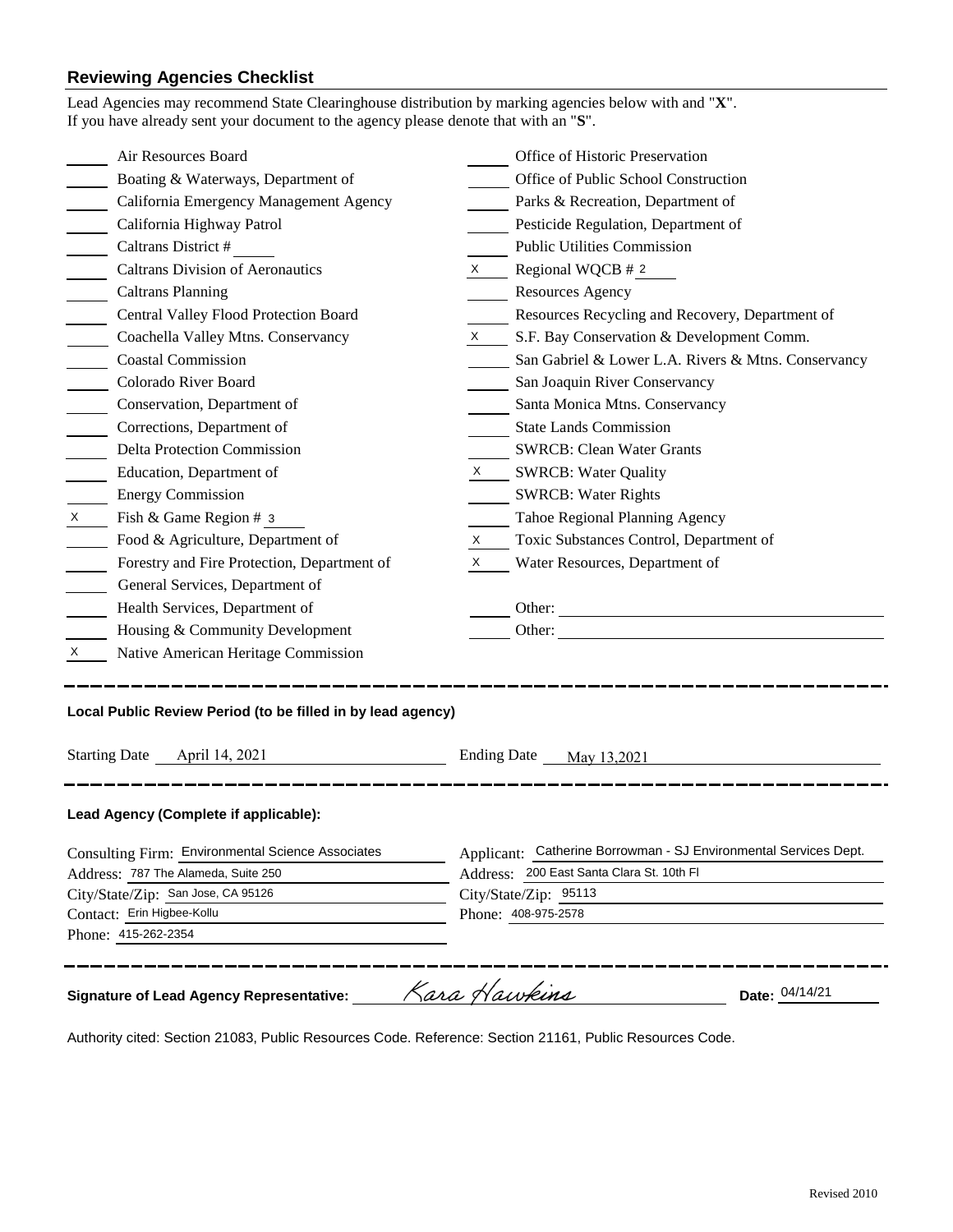## Reviewing Agencies Checklist

Lead Agencies may recommend State Clearinghouse distribution by marking agencies below with and "**X**".
If you have already sent your document to the agency please denote that with an "**S**".

| | | | |
|---|---|---|---|
| | Air Resources Board | | Office of Historic Preservation |
| | Boating & Waterways, Department of | | Office of Public School Construction |
| | California Emergency Management Agency | | Parks & Recreation, Department of |
| | California Highway Patrol | | Pesticide Regulation, Department of |
| | Caltrans District # ____ | | Public Utilities Commission |
| | Caltrans Division of Aeronautics | X | Regional WQCB # 2 |
| | Caltrans Planning | | Resources Agency |
| | Central Valley Flood Protection Board | | Resources Recycling and Recovery, Department of |
| | Coachella Valley Mtns. Conservancy | X | S.F. Bay Conservation & Development Comm. |
| | Coastal Commission | | San Gabriel & Lower L.A. Rivers & Mtns. Conservancy |
| | Colorado River Board | | San Joaquin River Conservancy |
| | Conservation, Department of | | Santa Monica Mtns. Conservancy |
| | Corrections, Department of | | State Lands Commission |
| | Delta Protection Commission | | SWRCB: Clean Water Grants |
| | Education, Department of | X | SWRCB: Water Quality |
| | Energy Commission | | SWRCB: Water Rights |
| X | Fish & Game Region # 3 | | Tahoe Regional Planning Agency |
| | Food & Agriculture, Department of | X | Toxic Substances Control, Department of |
| | Forestry and Fire Protection, Department of | X | Water Resources, Department of |
| | General Services, Department of | | |
| | Health Services, Department of | | Other: |
| | Housing & Community Development | | Other: |
| X | Native American Heritage Commission | | |

---

**Local Public Review Period (to be filled in by lead agency)**

Starting Date April 14, 2021 Ending Date May 13,2021

---

**Lead Agency (Complete if applicable):**

| | |
|---|---|
| Consulting Firm: Environmental Science Associates | Applicant: Catherine Borrowman - SJ Environmental Services Dept. |
| Address: 787 The Alameda, Suite 250 | Address: 200 East Santa Clara St. 10th Fl |
| City/State/Zip: San Jose, CA 95126 | City/State/Zip: 95113 |
| Contact: Erin Higbee-Kollu | Phone: 408-975-2578 |
| Phone: 415-262-2354 | |

---

**Signature of Lead Agency Representative:** *Kara Hawkins* **Date:** 04/14/21

Authority cited: Section 21083, Public Resources Code. Reference: Section 21161, Public Resources Code.

Revised 2010